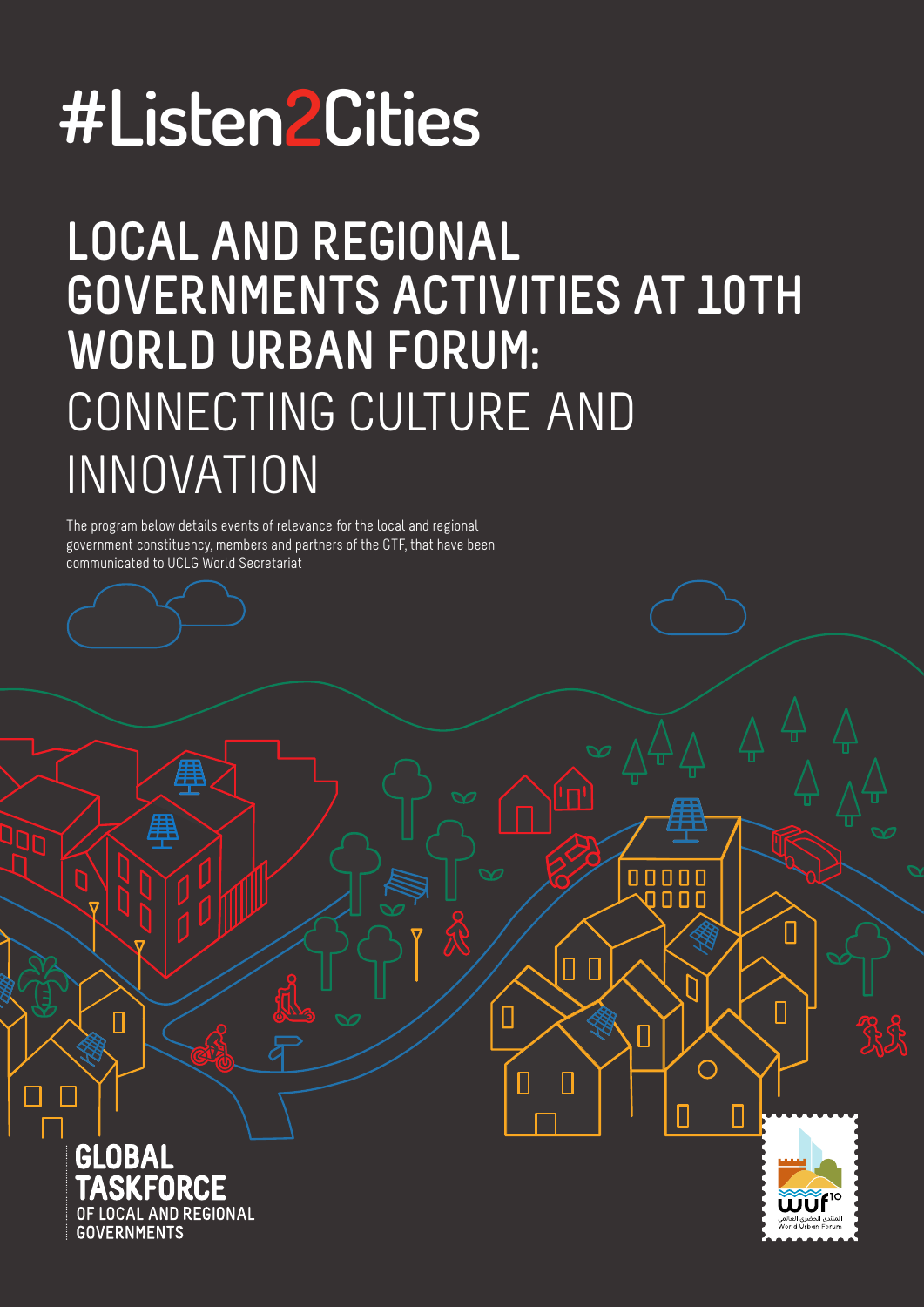# #Listen2Cities

## LOCAL AND REGIONAL GOVERNMENTS ACTIVITIES AT 10TH WORLD URBAN FORUM: CONNECTING CULTURE AND INNOVATION

The program below details events of relevance for the local and regional government constituency, members and partners of the GTF, that have been communicated to UCLG World Secretariat

GLOBAL TASKFORCE OF LOCAL AND REGIONAL GOVERNMENTS

wuf 10
المنتدى الحضري العالمي
World Urban Forum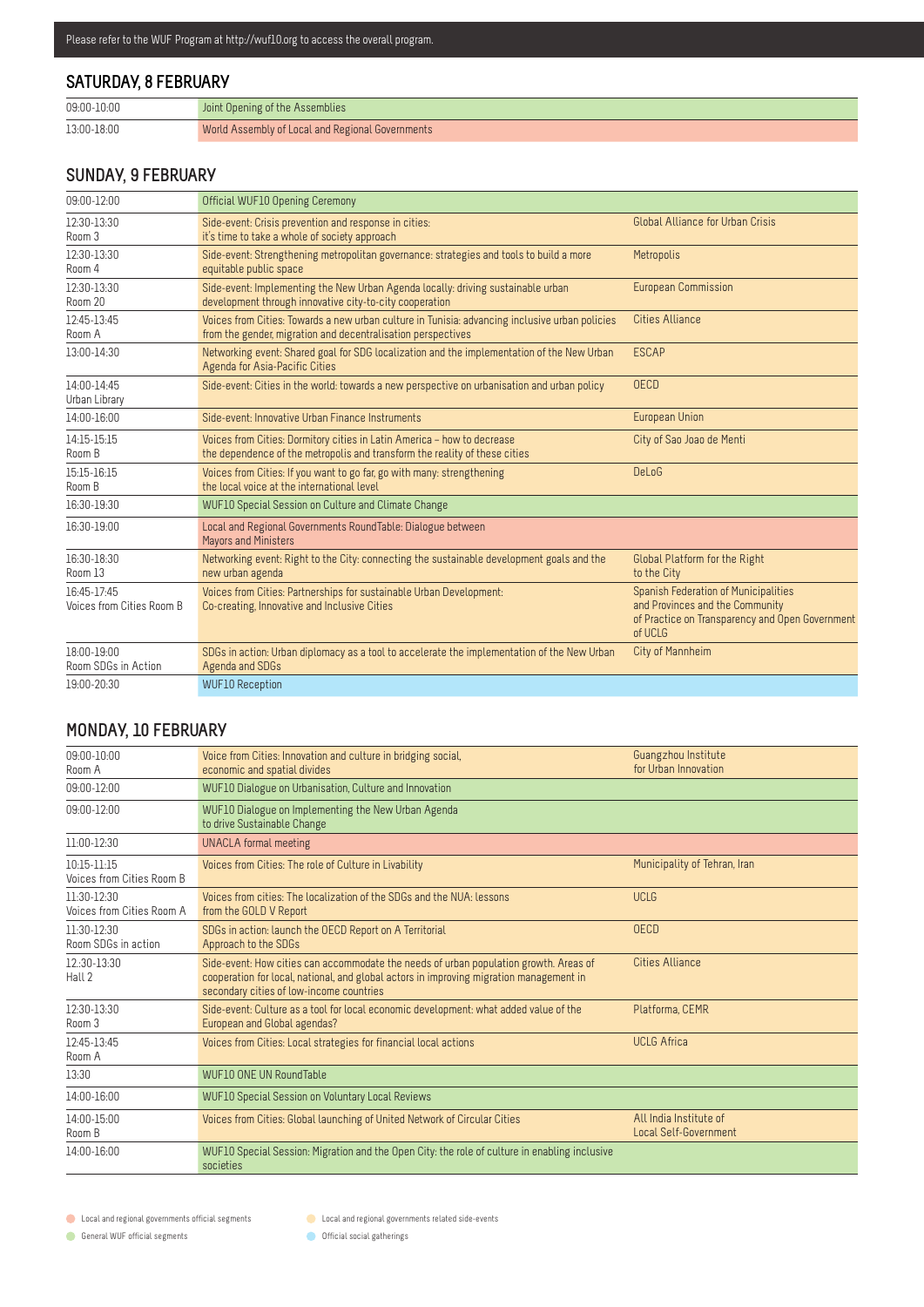Please refer to the WUF Program at http://wuf10.org to access the overall program.

## SATURDAY, 8 FEBRUARY

| | | |
|---|---|---|
| 09:00-10:00 | Joint Opening of the Assemblies | |
| 13:00-18:00 | World Assembly of Local and Regional Governments | |

## SUNDAY, 9 FEBRUARY

| | | |
|---|---|---|
| 09:00-12:00 | Official WUF10 Opening Ceremony | |
| 12:30-13:30 Room 3 | Side-event: Crisis prevention and response in cities: it's time to take a whole of society approach | Global Alliance for Urban Crisis |
| 12:30-13:30 Room 4 | Side-event: Strengthening metropolitan governance: strategies and tools to build a more equitable public space | Metropolis |
| 12:30-13:30 Room 20 | Side-event: Implementing the New Urban Agenda locally: driving sustainable urban development through innovative city-to-city cooperation | European Commission |
| 12:45-13:45 Room A | Voices from Cities: Towards a new urban culture in Tunisia: advancing inclusive urban policies from the gender, migration and decentralisation perspectives | Cities Alliance |
| 13:00-14:30 | Networking event: Shared goal for SDG localization and the implementation of the New Urban Agenda for Asia-Pacific Cities | ESCAP |
| 14:00-14:45 Urban Library | Side-event: Cities in the world: towards a new perspective on urbanisation and urban policy | OECD |
| 14:00-16:00 | Side-event: Innovative Urban Finance Instruments | European Union |
| 14:15-15:15 Room B | Voices from Cities: Dormitory cities in Latin America – how to decrease the dependence of the metropolis and transform the reality of these cities | City of Sao Joao de Menti |
| 15:15-16:15 Room B | Voices from Cities: If you want to go far, go with many: strengthening the local voice at the international level | DeLoG |
| 16:30-19:30 | WUF10 Special Session on Culture and Climate Change | |
| 16:30-19:00 | Local and Regional Governments RoundTable: Dialogue between Mayors and Ministers | |
| 16:30-18:30 Room 13 | Networking event: Right to the City: connecting the sustainable development goals and the new urban agenda | Global Platform for the Right to the City |
| 16:45-17:45 Voices from Cities Room B | Voices from Cities: Partnerships for sustainable Urban Development: Co-creating, Innovative and Inclusive Cities | Spanish Federation of Municipalities and Provinces and the Community of Practice on Transparency and Open Government of UCLG |
| 18:00-19:00 Room SDGs in Action | SDGs in action: Urban diplomacy as a tool to accelerate the implementation of the New Urban Agenda and SDGs | City of Mannheim |
| 19:00-20:30 | WUF10 Reception | |

## MONDAY, 10 FEBRUARY

| | | |
|---|---|---|
| 09:00-10:00 Room A | Voice from Cities: Innovation and culture in bridging social, economic and spatial divides | Guangzhou Institute for Urban Innovation |
| 09:00-12:00 | WUF10 Dialogue on Urbanisation, Culture and Innovation | |
| 09:00-12:00 | WUF10 Dialogue on Implementing the New Urban Agenda to drive Sustainable Change | |
| 11:00-12:30 | UNACLA formal meeting | |
| 10:15-11:15 Voices from Cities Room B | Voices from Cities: The role of Culture in Livability | Municipality of Tehran, Iran |
| 11:30-12:30 Voices from Cities Room A | Voices from cities: The localization of the SDGs and the NUA: lessons from the GOLD V Report | UCLG |
| 11:30-12:30 Room SDGs in action | SDGs in action: launch the OECD Report on A Territorial Approach to the SDGs | OECD |
| 12.:30-13:30 Hall 2 | Side-event: How cities can accommodate the needs of urban population growth. Areas of cooperation for local, national, and global actors in improving migration management in secondary cities of low-income countries | Cities Alliance |
| 12:30-13:30 Room 3 | Side-event: Culture as a tool for local economic development: what added value of the European and Global agendas? | Platforma, CEMR |
| 12:45-13:45 Room A | Voices from Cities: Local strategies for financial local actions | UCLG Africa |
| 13:30 | WUF10 ONE UN RoundTable | |
| 14:00-16:00 | WUF10 Special Session on Voluntary Local Reviews | |
| 14:00-15:00 Room B | Voices from Cities: Global launching of United Network of Circular Cities | All India Institute of Local Self-Government |
| 14:00-16:00 | WUF10 Special Session: Migration and the Open City: the role of culture in enabling inclusive societies | |

- Local and regional governments official segments
- General WUF official segments
- Local and regional governments related side-events
- Official social gatherings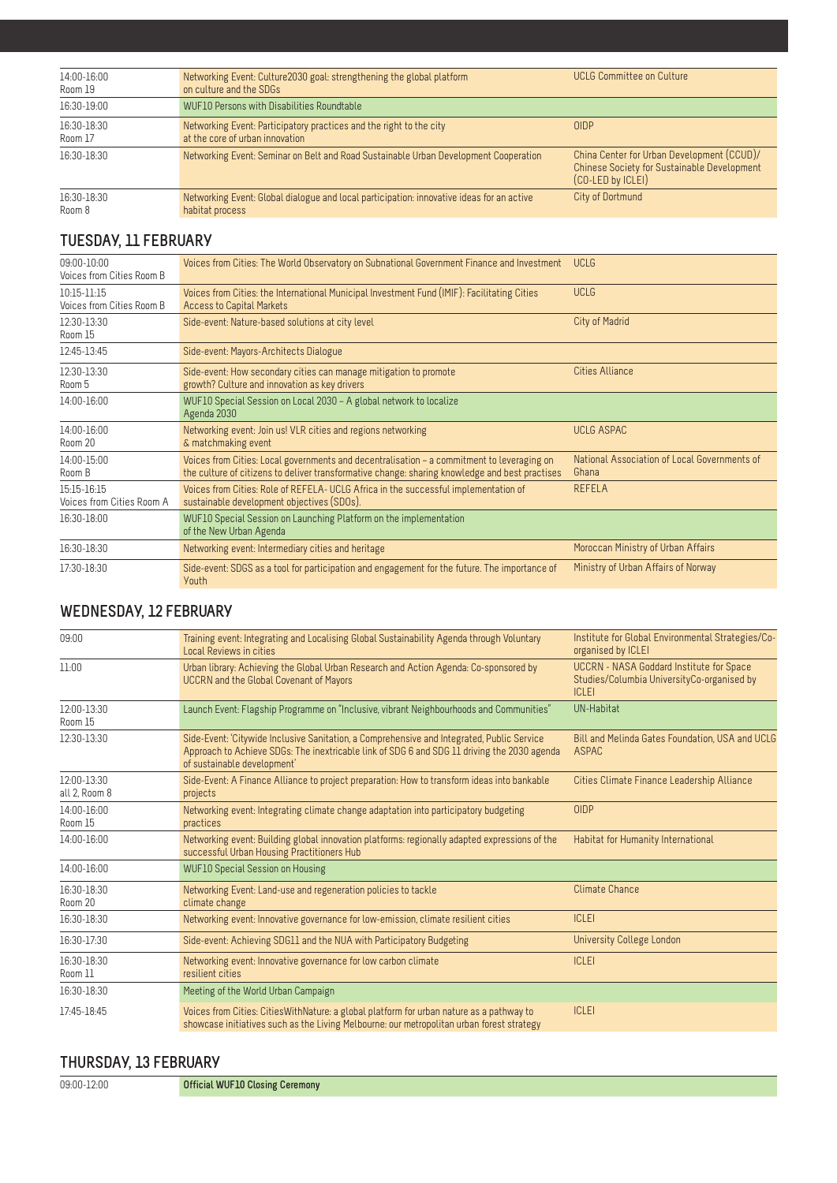| | | |
|---|---|---|
| 14:00-16:00<br>Room 19 | Networking Event: Culture2030 goal: strengthening the global platform on culture and the SDGs | UCLG Committee on Culture |
| 16:30-19:00 | WUF10 Persons with Disabilities Roundtable | |
| 16:30-18:30<br>Room 17 | Networking Event: Participatory practices and the right to the city at the core of urban innovation | OIDP |
| 16:30-18:30 | Networking Event: Seminar on Belt and Road Sustainable Urban Development Cooperation | China Center for Urban Development (CCUD)/ Chinese Society for Sustainable Development (CO-LED by ICLEI) |
| 16:30-18:30<br>Room 8 | Networking Event: Global dialogue and local participation: innovative ideas for an active habitat process | City of Dortmund |

## TUESDAY, 11 FEBRUARY

| | | |
|---|---|---|
| 09:00-10:00<br>Voices from Cities Room B | Voices from Cities: The World Observatory on Subnational Government Finance and Investment | UCLG |
| 10:15-11:15<br>Voices from Cities Room B | Voices from Cities: the International Municipal Investment Fund (IMIF): Facilitating Cities Access to Capital Markets | UCLG |
| 12:30-13:30<br>Room 15 | Side-event: Nature-based solutions at city level | City of Madrid |
| 12:45-13:45 | Side-event: Mayors-Architects Dialogue | |
| 12:30-13:30<br>Room 5 | Side-event: How secondary cities can manage mitigation to promote growth? Culture and innovation as key drivers | Cities Alliance |
| 14:00-16:00 | WUF10 Special Session on Local 2030 – A global network to localize Agenda 2030 | |
| 14:00-16:00<br>Room 20 | Networking event: Join us! VLR cities and regions networking & matchmaking event | UCLG ASPAC |
| 14:00-15:00<br>Room B | Voices from Cities: Local governments and decentralisation – a commitment to leveraging on the culture of citizens to deliver transformative change: sharing knowledge and best practises | National Association of Local Governments of Ghana |
| 15:15-16:15<br>Voices from Cities Room A | Voices from Cities: Role of REFELA- UCLG Africa in the successful implementation of sustainable development objectives (SDOs). | REFELA |
| 16:30-18:00 | WUF10 Special Session on Launching Platform on the implementation of the New Urban Agenda | |
| 16:30-18:30 | Networking event: Intermediary cities and heritage | Moroccan Ministry of Urban Affairs |
| 17:30-18:30 | Side-event: SDGS as a tool for participation and engagement for the future. The importance of Youth | Ministry of Urban Affairs of Norway |

## WEDNESDAY, 12 FEBRUARY

| | | |
|---|---|---|
| 09:00 | Training event: Integrating and Localising Global Sustainability Agenda through Voluntary Local Reviews in cities | Institute for Global Environmental Strategies/Co-organised by ICLEI |
| 11:00 | Urban library: Achieving the Global Urban Research and Action Agenda: Co-sponsored by UCCRN and the Global Covenant of Mayors | UCCRN - NASA Goddard Institute for Space Studies/Columbia UniversityCo-organised by ICLEI |
| 12:00-13:30<br>Room 15 | Launch Event: Flagship Programme on "Inclusive, vibrant Neighbourhoods and Communities" | UN-Habitat |
| 12:30-13:30 | Side-Event: 'Citywide Inclusive Sanitation, a Comprehensive and Integrated, Public Service Approach to Achieve SDGs: The inextricable link of SDG 6 and SDG 11 driving the 2030 agenda of sustainable development' | Bill and Melinda Gates Foundation, USA and UCLG ASPAC |
| 12:00-13:30<br>all 2, Room 8 | Side-Event: A Finance Alliance to project preparation: How to transform ideas into bankable projects | Cities Climate Finance Leadership Alliance |
| 14:00-16:00<br>Room 15 | Networking event: Integrating climate change adaptation into participatory budgeting practices | OIDP |
| 14:00-16:00 | Networking event: Building global innovation platforms: regionally adapted expressions of the successful Urban Housing Practitioners Hub | Habitat for Humanity International |
| 14:00-16:00 | WUF10 Special Session on Housing | |
| 16:30-18:30<br>Room 20 | Networking Event: Land-use and regeneration policies to tackle climate change | Climate Chance |
| 16:30-18:30 | Networking event: Innovative governance for low-emission, climate resilient cities | ICLEI |
| 16:30-17:30 | Side-event: Achieving SDG11 and the NUA with Participatory Budgeting | University College London |
| 16:30-18:30<br>Room 11 | Networking event: Innovative governance for low carbon climate resilient cities | ICLEI |
| 16:30-18:30 | Meeting of the World Urban Campaign | |
| 17:45-18:45 | Voices from Cities: CitiesWithNature: a global platform for urban nature as a pathway to showcase initiatives such as the Living Melbourne: our metropolitan urban forest strategy | ICLEI |

## THURSDAY, 13 FEBRUARY

| | | |
|---|---|---|
| 09:00-12:00 | **Official WUF10 Closing Ceremony** | |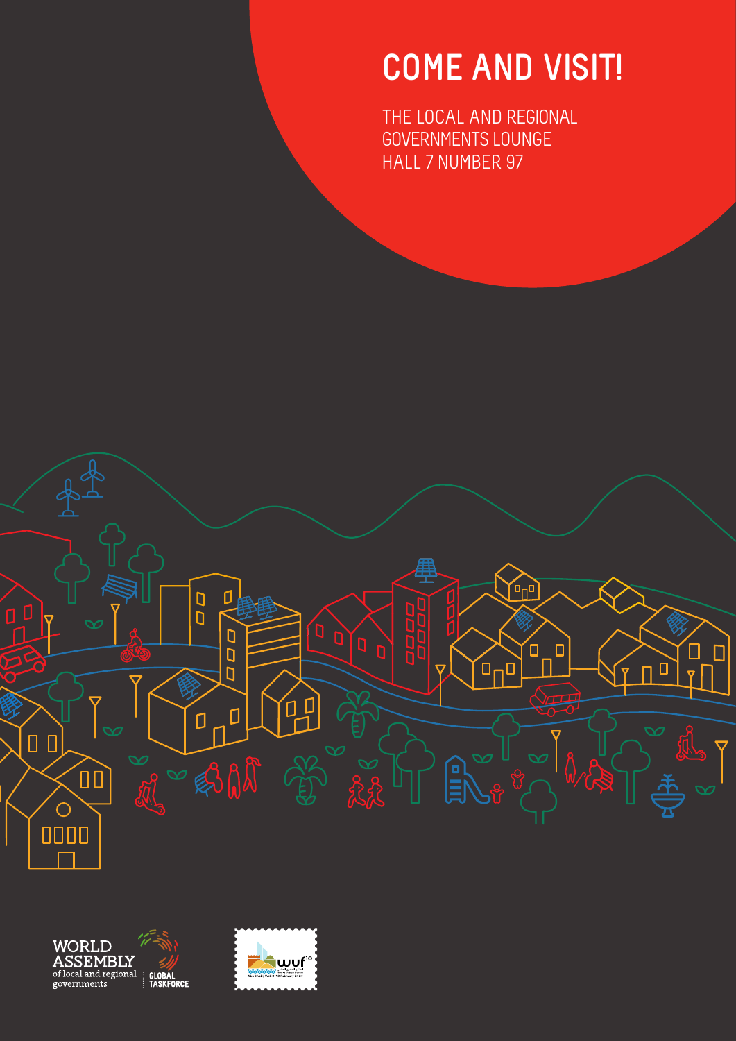# COME AND VISIT!

THE LOCAL AND REGIONAL
GOVERNMENTS LOUNGE
HALL 7 NUMBER 97

WORLD ASSEMBLY
of local and regional governments

GLOBAL TASKFORCE